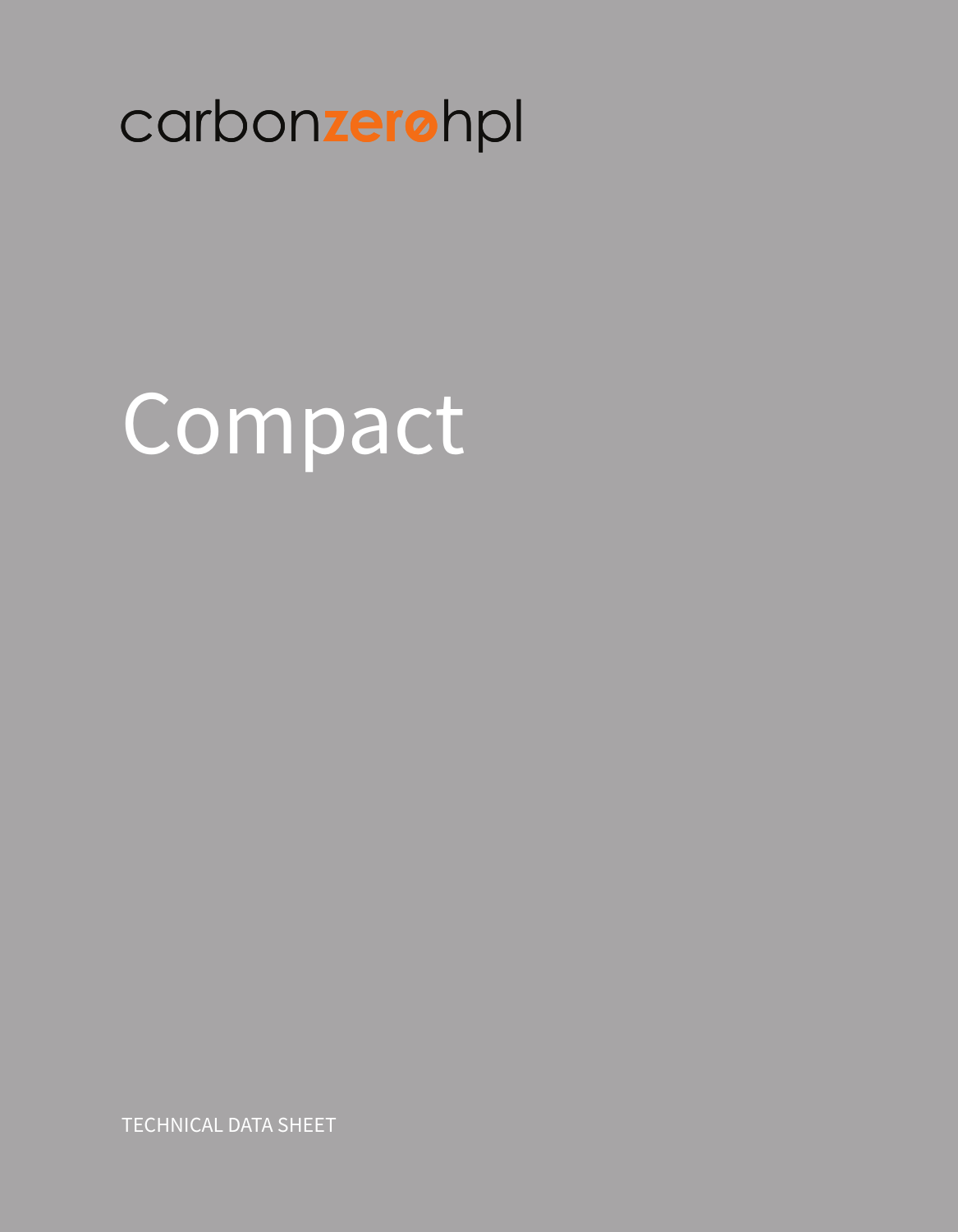carbonzerohpl

# Compact

TECHNICAL DATA SHEET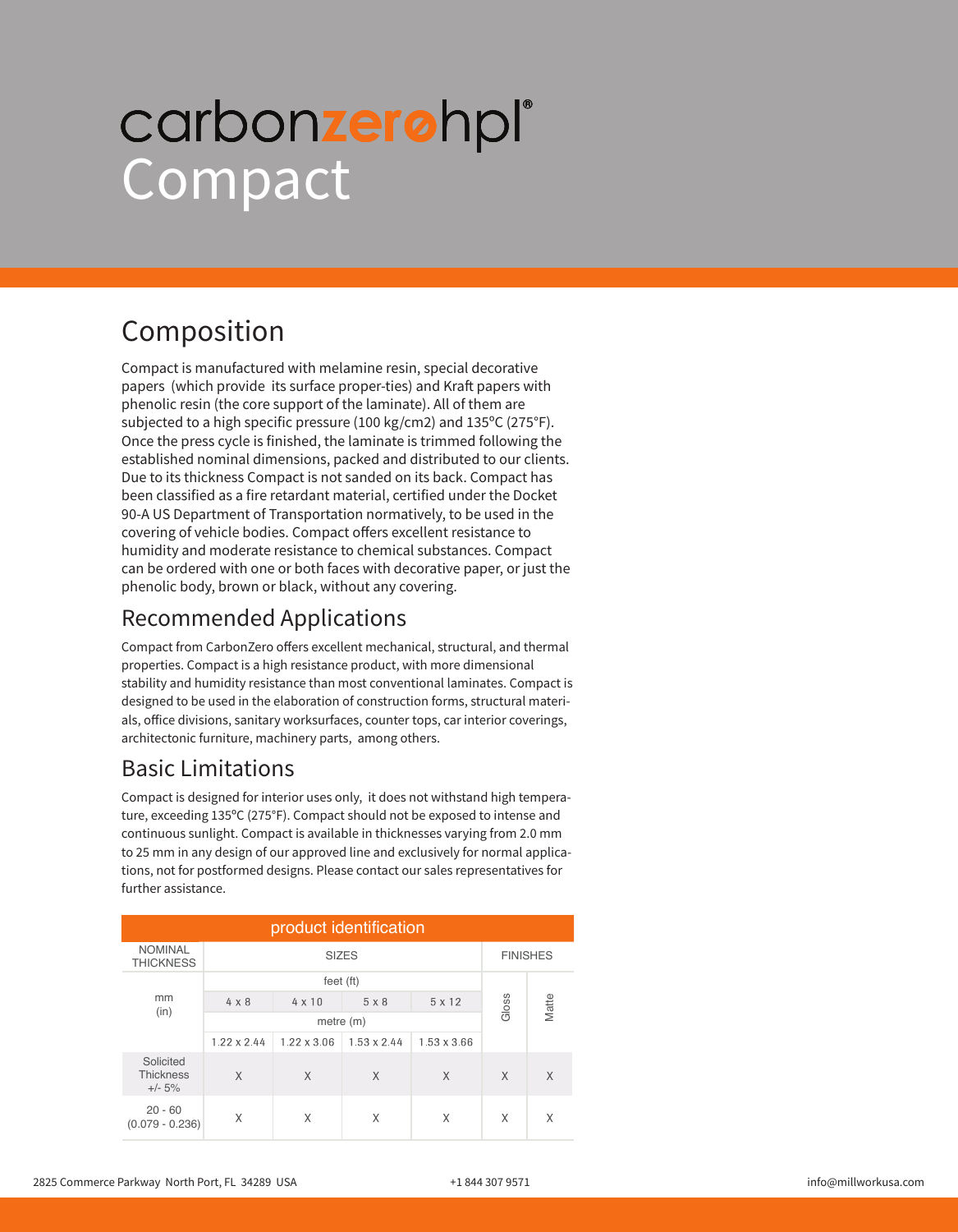# carbonzerohpl®
# Compact

## Composition

Compact is manufactured with melamine resin, special decorative papers (which provide its surface proper-ties) and Kraft papers with phenolic resin (the core support of the laminate). All of them are subjected to a high specific pressure (100 kg/cm2) and 135°C (275°F). Once the press cycle is finished, the laminate is trimmed following the established nominal dimensions, packed and distributed to our clients. Due to its thickness Compact is not sanded on its back. Compact has been classified as a fire retardant material, certified under the Docket 90-A US Department of Transportation normatively, to be used in the covering of vehicle bodies. Compact offers excellent resistance to humidity and moderate resistance to chemical substances. Compact can be ordered with one or both faces with decorative paper, or just the phenolic body, brown or black, without any covering.

## Recommended Applications

Compact from CarbonZero offers excellent mechanical, structural, and thermal properties. Compact is a high resistance product, with more dimensional stability and humidity resistance than most conventional laminates. Compact is designed to be used in the elaboration of construction forms, structural materials, office divisions, sanitary worksurfaces, counter tops, car interior coverings, architectonic furniture, machinery parts, among others.

## Basic Limitations

Compact is designed for interior uses only, it does not withstand high temperature, exceeding 135°C (275°F). Compact should not be exposed to intense and continuous sunlight. Compact is available in thicknesses varying from 2.0 mm to 25 mm in any design of our approved line and exclusively for normal applications, not for postformed designs. Please contact our sales representatives for further assistance.

| product identification | | | | | | |
|---|---|---|---|---|---|---|
| NOMINAL THICKNESS | SIZES | | | | FINISHES | |
| mm (in) | feet (ft) | | | | Gloss | Matte |
| | 4 x 8 | 4 x 10 | 5 x 8 | 5 x 12 | | |
| | metre (m) | | | | | |
| | 1.22 x 2.44 | 1.22 x 3.06 | 1.53 x 2.44 | 1.53 x 3.66 | | |
| Solicited Thickness +/- 5% | X | X | X | X | X | X |
| 20 - 60 (0.079 - 0.236) | X | X | X | X | X | X |

2825 Commerce Parkway North Port, FL 34289 USA   +1 844 307 9571   info@millworkusa.com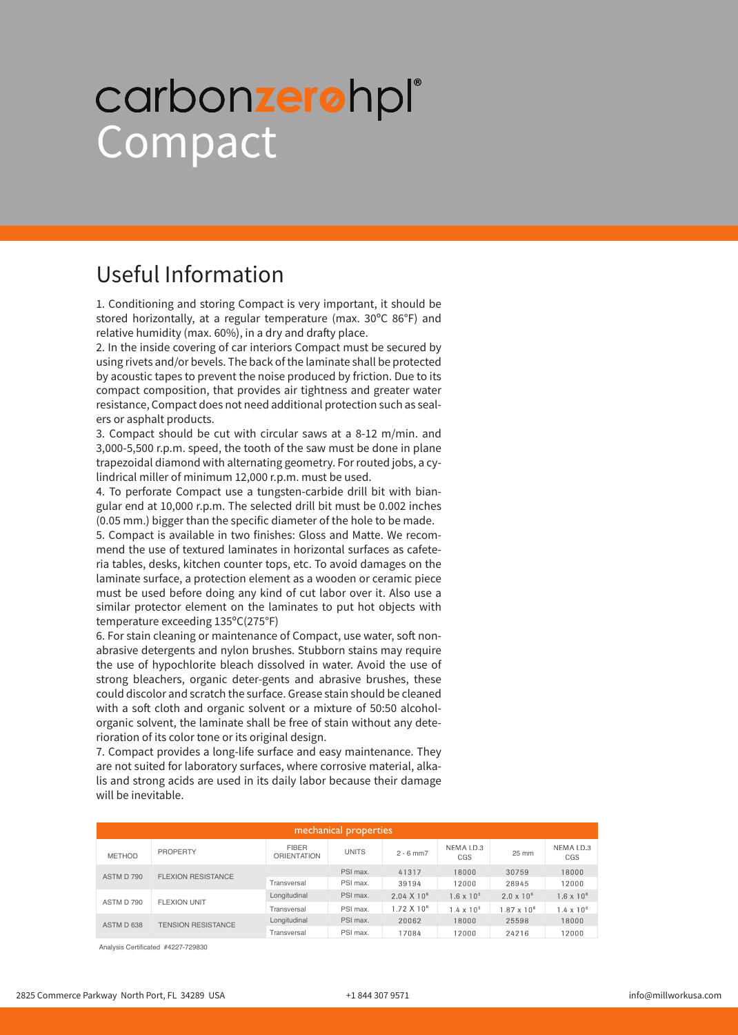# carbonzerohpl®
# Compact

## Useful Information

1. Conditioning and storing Compact is very important, it should be stored horizontally, at a regular temperature (max. 30°C 86°F) and relative humidity (max. 60%), in a dry and drafty place.
2. In the inside covering of car interiors Compact must be secured by using rivets and/or bevels. The back of the laminate shall be protected by acoustic tapes to prevent the noise produced by friction. Due to its compact composition, that provides air tightness and greater water resistance, Compact does not need additional protection such as sealers or asphalt products.
3. Compact should be cut with circular saws at a 8-12 m/min. and 3,000-5,500 r.p.m. speed, the tooth of the saw must be done in plane trapezoidal diamond with alternating geometry. For routed jobs, a cylindrical miller of minimum 12,000 r.p.m. must be used.
4. To perforate Compact use a tungsten-carbide drill bit with biangular end at 10,000 r.p.m. The selected drill bit must be 0.002 inches (0.05 mm.) bigger than the specific diameter of the hole to be made.
5. Compact is available in two finishes: Gloss and Matte. We recommend the use of textured laminates in horizontal surfaces as cafeteria tables, desks, kitchen counter tops, etc. To avoid damages on the laminate surface, a protection element as a wooden or ceramic piece must be used before doing any kind of cut labor over it. Also use a similar protector element on the laminates to put hot objects with temperature exceeding 135°C(275°F)
6. For stain cleaning or maintenance of Compact, use water, soft non-abrasive detergents and nylon brushes. Stubborn stains may require the use of hypochlorite bleach dissolved in water. Avoid the use of strong bleachers, organic deter-gents and abrasive brushes, these could discolor and scratch the surface. Grease stain should be cleaned with a soft cloth and organic solvent or a mixture of 50:50 alcohol-organic solvent, the laminate shall be free of stain without any deterioration of its color tone or its original design.
7. Compact provides a long-life surface and easy maintenance. They are not suited for laboratory surfaces, where corrosive material, alkalis and strong acids are used in its daily labor because their damage will be inevitable.

| mechanical properties | | | | | | | |
|---|---|---|---|---|---|---|---|
| METHOD | PROPERTY | FIBER ORIENTATION | UNITS | 2 - 6 mm7 | NEMA LD.3 CGS | 25 mm | NEMA LD.3 CGS |
| ASTM D 790 | FLEXION RESISTANCE | | PSI max. | 41317 | 18000 | 30759 | 18000 |
| | | Transversal | PSI max. | 39194 | 12000 | 28945 | 12000 |
| ASTM D 790 | FLEXION UNIT | Longitudinal | PSI max. | $2.04 \times 10^6$ | $1.6 \times 10^6$ | $2.0 \times 10^6$ | $1.6 \times 10^6$ |
| | | Transversal | PSI max. | $1.72 \times 10^6$ | $1.4 \times 10^6$ | $1.87 \times 10^6$ | $1.4 \times 10^6$ |
| ASTM D 638 | TENSION RESISTANCE | Longitudinal | PSI max. | 20062 | 18000 | 25598 | 18000 |
| | | Transversal | PSI max. | 17084 | 12000 | 24216 | 12000 |

Analysis Certificated #4227-729830

2825 Commerce Parkway North Port, FL 34289 USA | +1 844 307 9571 | info@millworkusa.com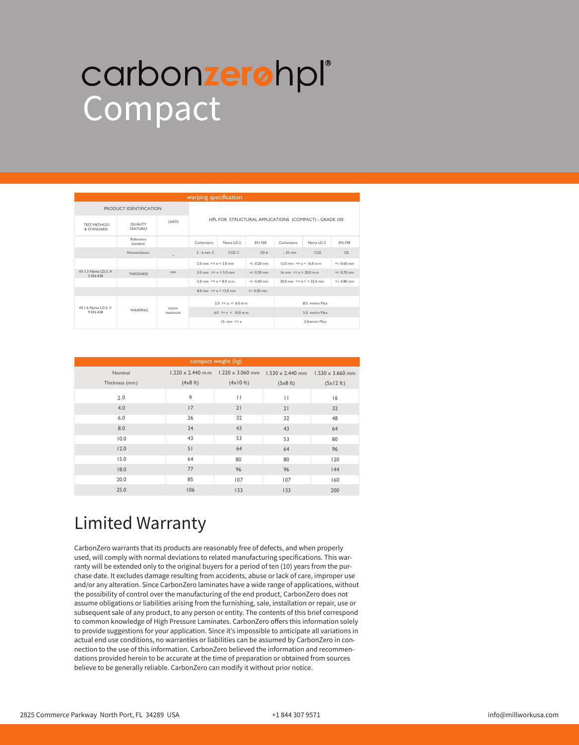# carbonzerohpl®
# Compact

| warping specification | | | | | | | | |
|---|---|---|---|---|---|---|---|---|
| PRODUCT IDENTIFICATION | | | | | | | | |
| TEST METHOD & STANDARD | QUALITY FEATURES | UNITS | HPL FOR STRUCTURAL APPLICATIONS (COMPACT) - GRADE 100 | | | | | |
| | Reference standard | | Carbonzero | Nema LD.3 | EN 438 | Carbonzero | Nema LD.3 | EN 438 |
| | Nomenclature | _ | 2 - 6 mm C | CGS C | GS 6 | - 25 mm | CGS | GS |
| | | | 2.0 mm <= e < 3.0 mm | | +/- 0.20 mm | 12.0 mm <= e < 16.0 mm | | +/- 0.60 mm |
| #3.1.5 Nema LD.3, # 5 EN-438 | THICKNESS | mm | 3.0 mm <= e < 5.0 mm | | +/- 0.30 mm | 16 mm <= e < 20.0 mm | | +/- 0.70 mm |
| | | | 5.0 mm <= e < 8.0 mm | | +/- 0.40 mm | 20.0 mm <= e < = 25.0 mm | | +/- 0.80 mm |
| | | | 8.0 mm <= e < 12.0 mm | | +/- 0.50 mm | | | |
| #3.1.6 Nema LD.3, # 9 EN-438 | WARPING | mm/m maximum | 2.0 <= e < 6.0 mm | | | 8.0 mm/m Max | | |
| | | | 6.0 <= e < 10.0 mm | | | 5.0 mm/m Max | | |
| | | | 10 mm <= e | | | 3.0mm/m Max | | |

| compact weight (kg) | | | | |
|---|---|---|---|---|
| Nominal Thickness (mm) | 1.220 x 2.440 mm (4x8 ft) | 1.220 x 3.060 mm (4x10 ft) | 1.530 x 2.440 mm (5x8 ft) | 1.530 x 3.660 mm (5x12 ft) |
| 2.0 | 9 | 11 | 11 | 16 |
| 4.0 | 17 | 21 | 21 | 32 |
| 6.0 | 26 | 32 | 32 | 48 |
| 8.0 | 34 | 43 | 43 | 64 |
| 10.0 | 43 | 53 | 53 | 80 |
| 12.0 | 51 | 64 | 64 | 96 |
| 15.0 | 64 | 80 | 80 | 120 |
| 18.0 | 77 | 96 | 96 | 144 |
| 20.0 | 85 | 107 | 107 | 160 |
| 25.0 | 106 | 133 | 133 | 200 |

## Limited Warranty

CarbonZero warrants that its products are reasonably free of defects, and when properly used, will comply with normal deviations to related manufacturing specifications. This warranty will be extended only to the original buyers for a period of ten (10) years from the purchase date. It excludes damage resulting from accidents, abuse or lack of care, improper use and/or any alteration. Since CarbonZero laminates have a wide range of applications, without the possibility of control over the manufacturing of the end product, CarbonZero does not assume obligations or liabilities arising from the furnishing, sale, installation or repair, use or subsequent sale of any product, to any person or entity. The contents of this brief correspond to common knowledge of High Pressure Laminates. CarbonZero offers this information solely to provide suggestions for your application. Since it's impossible to anticipate all variations in actual end use conditions, no warranties or liabilities can be assumed by CarbonZero in connection to the use of this information. CarbonZero believed the information and recommendations provided herein to be accurate at the time of preparation or obtained from sources believe to be generally reliable. CarbonZero can modify it without prior notice.

2825 Commerce Parkway North Port, FL 34289 USA    +1 844 307 9571    info@millworkusa.com